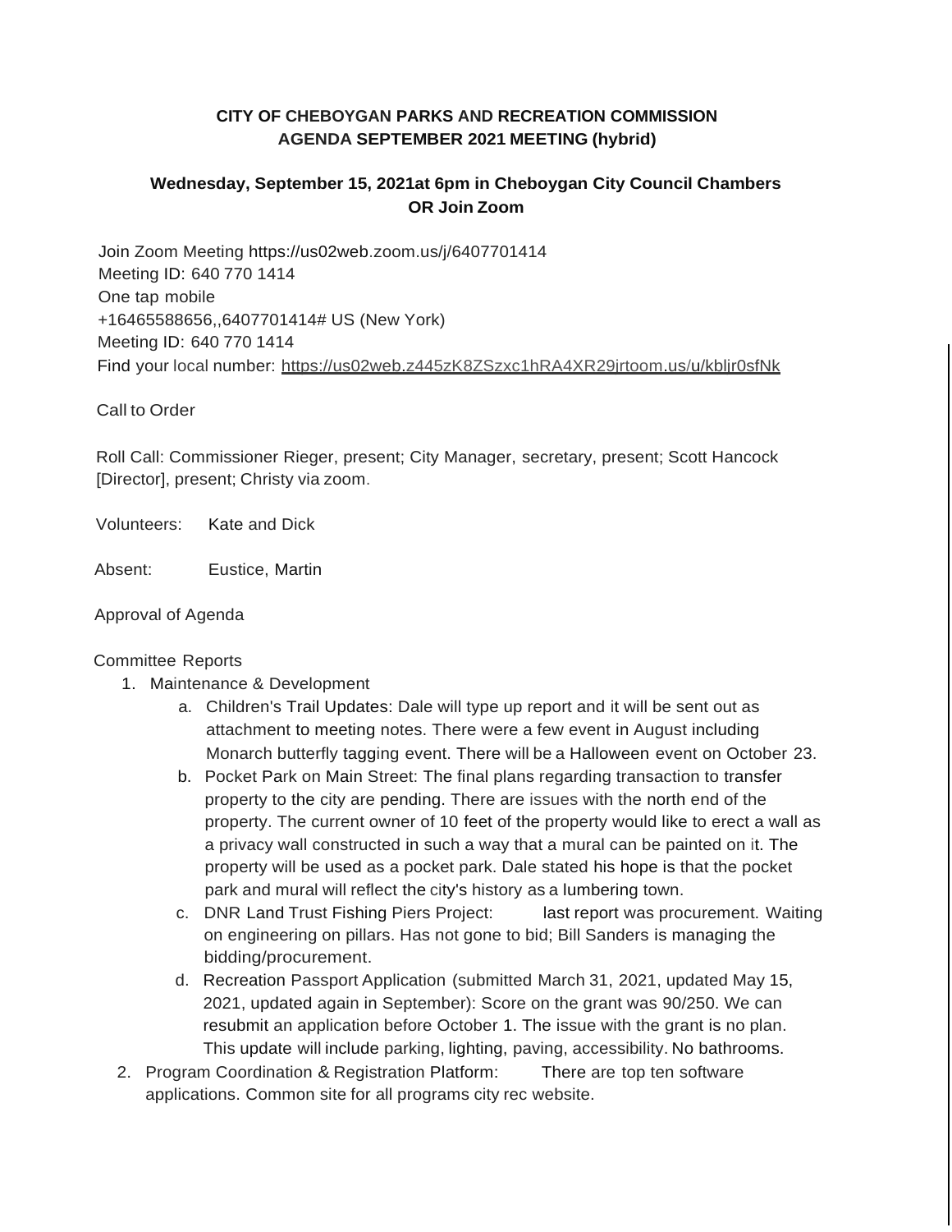**CITY OF CHEBOYGAN PARKS AND RECREATION COMMISSION**
**AGENDA SEPTEMBER 2021 MEETING (hybrid)**

**Wednesday, September 15, 2021at 6pm in Cheboygan City Council Chambers OR Join Zoom**

Join Zoom Meeting https://us02web.zoom.us/j/6407701414
Meeting ID: 640 770 1414
One tap mobile
+16465588656,,6407701414# US (New York)
Meeting ID: 640 770 1414
Find your local number: https://us02web.z445zK8ZSzxc1hRA4XR29jrtoom.us/u/kbljr0sfNk

Call to Order

Roll Call: Commissioner Rieger, present; City Manager, secretary, present; Scott Hancock [Director], present; Christy via zoom.

Volunteers: Kate and Dick

Absent: Eustice, Martin

Approval of Agenda

Committee Reports

1. Maintenance & Development
   a. Children's Trail Updates: Dale will type up report and it will be sent out as attachment to meeting notes. There were a few event in August including Monarch butterfly tagging event. There will be a Halloween event on October 23.
   b. Pocket Park on Main Street: The final plans regarding transaction to transfer property to the city are pending. There are issues with the north end of the property. The current owner of 10 feet of the property would like to erect a wall as a privacy wall constructed in such a way that a mural can be painted on it. The property will be used as a pocket park. Dale stated his hope is that the pocket park and mural will reflect the city's history as a lumbering town.
   c. DNR Land Trust Fishing Piers Project: last report was procurement. Waiting on engineering on pillars. Has not gone to bid; Bill Sanders is managing the bidding/procurement.
   d. Recreation Passport Application (submitted March 31, 2021, updated May 15, 2021, updated again in September): Score on the grant was 90/250. We can resubmit an application before October 1. The issue with the grant is no plan. This update will include parking, lighting, paving, accessibility. No bathrooms.
2. Program Coordination & Registration Platform: There are top ten software applications. Common site for all programs city rec website.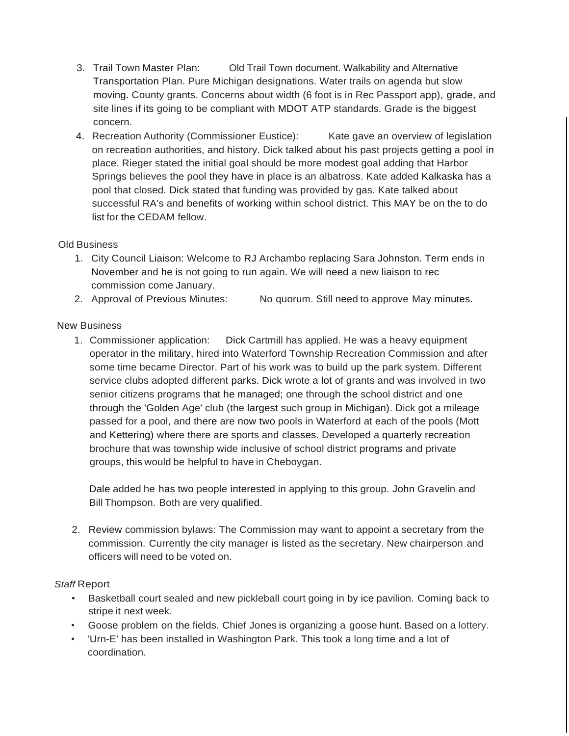3. Trail Town Master Plan: Old Trail Town document. Walkability and Alternative Transportation Plan. Pure Michigan designations. Water trails on agenda but slow moving. County grants. Concerns about width (6 foot is in Rec Passport app), grade, and site lines if its going to be compliant with MDOT ATP standards. Grade is the biggest concern.
4. Recreation Authority (Commissioner Eustice): Kate gave an overview of legislation on recreation authorities, and history. Dick talked about his past projects getting a pool in place. Rieger stated the initial goal should be more modest goal adding that Harbor Springs believes the pool they have in place is an albatross. Kate added Kalkaska has a pool that closed. Dick stated that funding was provided by gas. Kate talked about successful RA's and benefits of working within school district. This MAY be on the to do list for the CEDAM fellow.

Old Business

1. City Council Liaison: Welcome to RJ Archambo replacing Sara Johnston. Term ends in November and he is not going to run again. We will need a new liaison to rec commission come January.
2. Approval of Previous Minutes: No quorum. Still need to approve May minutes.

New Business

1. Commissioner application: Dick Cartmill has applied. He was a heavy equipment operator in the military, hired into Waterford Township Recreation Commission and after some time became Director. Part of his work was to build up the park system. Different service clubs adopted different parks. Dick wrote a lot of grants and was involved in two senior citizens programs that he managed; one through the school district and one through the 'Golden Age' club (the largest such group in Michigan). Dick got a mileage passed for a pool, and there are now two pools in Waterford at each of the pools (Mott and Kettering) where there are sports and classes. Developed a quarterly recreation brochure that was township wide inclusive of school district programs and private groups, this would be helpful to have in Cheboygan.

   Dale added he has two people interested in applying to this group. John Gravelin and Bill Thompson. Both are very qualified.

2. Review commission bylaws: The Commission may want to appoint a secretary from the commission. Currently the city manager is listed as the secretary. New chairperson and officers will need to be voted on.

*Staff* Report

- Basketball court sealed and new pickleball court going in by ice pavilion. Coming back to stripe it next week.
- Goose problem on the fields. Chief Jones is organizing a goose hunt. Based on a lottery.
- 'Urn-E' has been installed in Washington Park. This took a long time and a lot of coordination.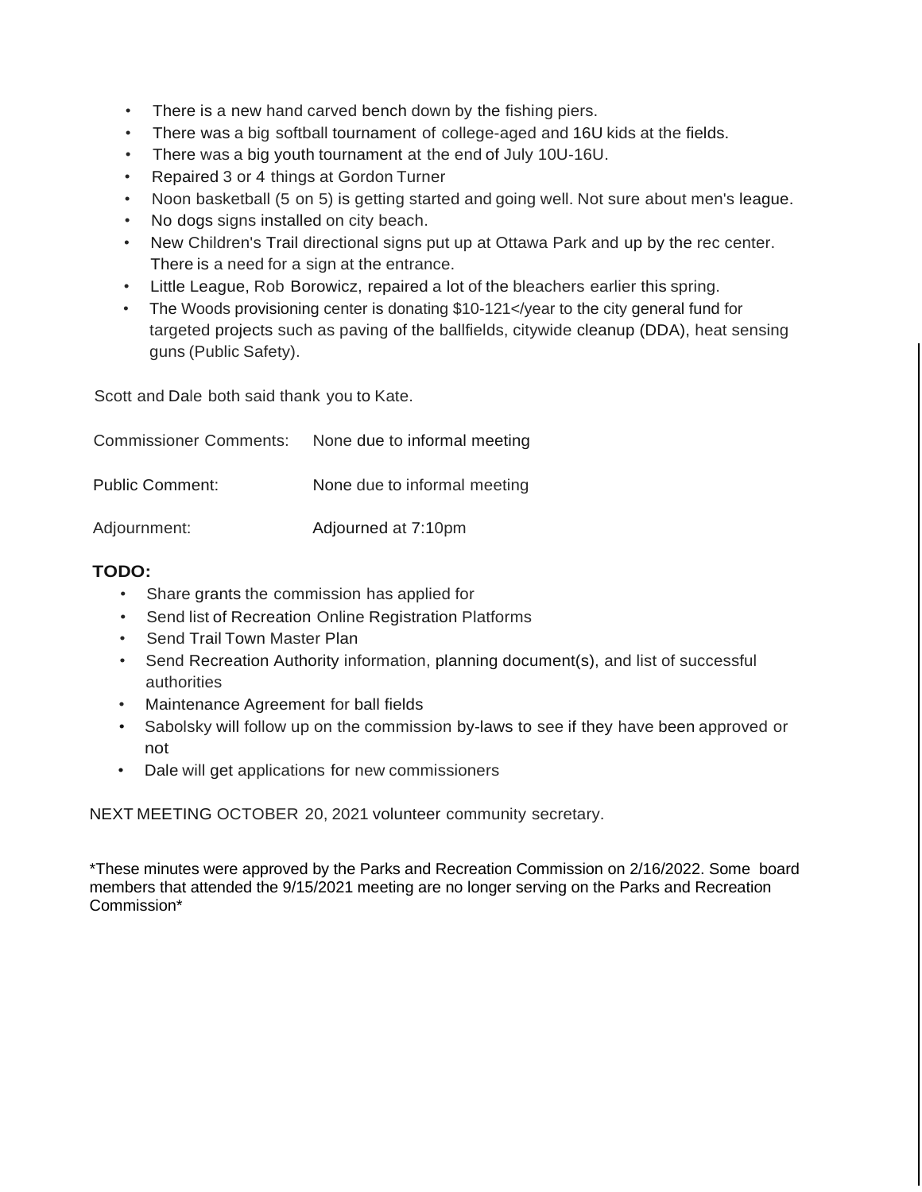- There is a new hand carved bench down by the fishing piers.
- There was a big softball tournament of college-aged and 16U kids at the fields.
- There was a big youth tournament at the end of July 10U-16U.
- Repaired 3 or 4 things at Gordon Turner
- Noon basketball (5 on 5) is getting started and going well. Not sure about men's league.
- No dogs signs installed on city beach.
- New Children's Trail directional signs put up at Ottawa Park and up by the rec center. There is a need for a sign at the entrance.
- Little League, Rob Borowicz, repaired a lot of the bleachers earlier this spring.
- The Woods provisioning center is donating $10-121</year to the city general fund for targeted projects such as paving of the ballfields, citywide cleanup (DDA), heat sensing guns (Public Safety).

Scott and Dale both said thank you to Kate.

Commissioner Comments: None due to informal meeting

Public Comment: None due to informal meeting

Adjournment: Adjourned at 7:10pm

**TODO:**

- Share grants the commission has applied for
- Send list of Recreation Online Registration Platforms
- Send Trail Town Master Plan
- Send Recreation Authority information, planning document(s), and list of successful authorities
- Maintenance Agreement for ball fields
- Sabolsky will follow up on the commission by-laws to see if they have been approved or not
- Dale will get applications for new commissioners

NEXT MEETING OCTOBER 20, 2021 volunteer community secretary.

*These minutes were approved by the Parks and Recreation Commission on 2/16/2022. Some board members that attended the 9/15/2021 meeting are no longer serving on the Parks and Recreation Commission*